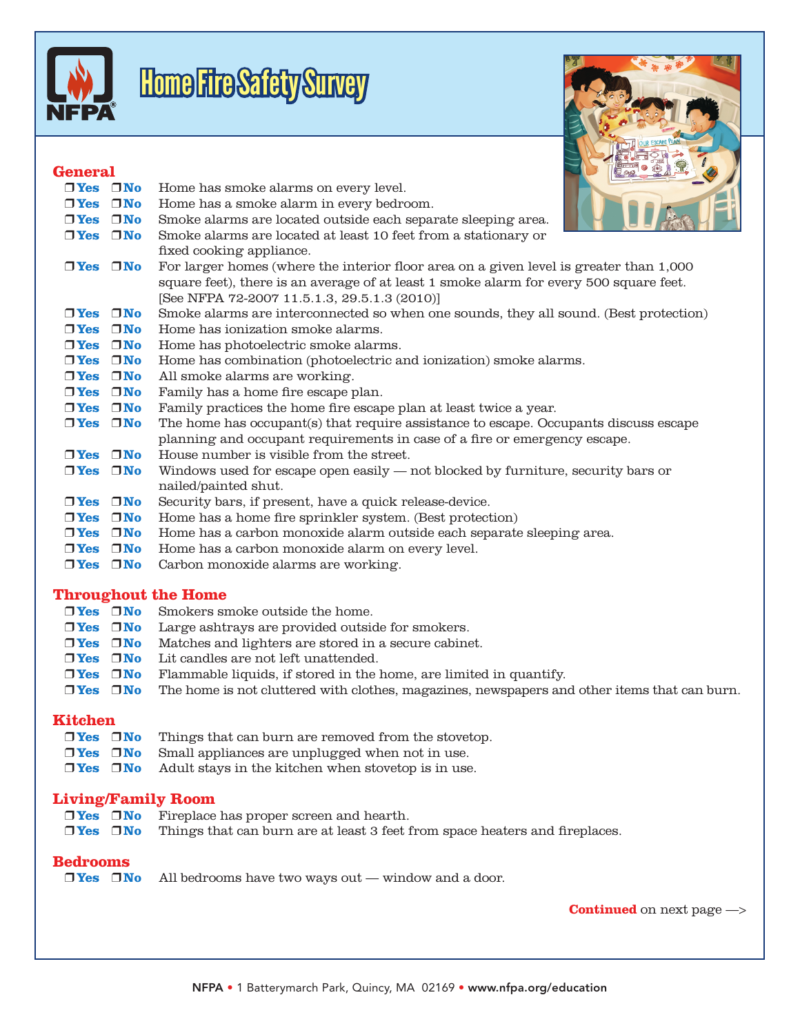# Home Fire Safety Survey

## General

- ❒ Yes ❒ No Home has smoke alarms on every level.
- ❒ Yes ❒ No Home has a smoke alarm in every bedroom.
- ❒ Yes ❒ No Smoke alarms are located outside each separate sleeping area.
- ❒ Yes ❒ No Smoke alarms are located at least 10 feet from a stationary or fixed cooking appliance.
- ❒ Yes ❒ No For larger homes (where the interior floor area on a given level is greater than 1,000 square feet), there is an average of at least 1 smoke alarm for every 500 square feet. [See NFPA 72-2007 11.5.1.3, 29.5.1.3 (2010)]
- ❒ Yes ❒ No Smoke alarms are interconnected so when one sounds, they all sound. (Best protection)
- ❒ Yes ❒ No Home has ionization smoke alarms.
- ❒ Yes ❒ No Home has photoelectric smoke alarms.
- ❒ Yes ❒ No Home has combination (photoelectric and ionization) smoke alarms.
- ❒ Yes ❒ No All smoke alarms are working.
- ❒ Yes ❒ No Family has a home fire escape plan.
- ❒ Yes ❒ No Family practices the home fire escape plan at least twice a year.
- ❒ Yes ❒ No The home has occupant(s) that require assistance to escape. Occupants discuss escape planning and occupant requirements in case of a fire or emergency escape.
- ❒ Yes ❒ No House number is visible from the street.
- ❒ Yes ❒ No Windows used for escape open easily — not blocked by furniture, security bars or nailed/painted shut.
- ❒ Yes ❒ No Security bars, if present, have a quick release-device.
- ❒ Yes ❒ No Home has a home fire sprinkler system. (Best protection)
- ❒ Yes ❒ No Home has a carbon monoxide alarm outside each separate sleeping area.
- ❒ Yes ❒ No Home has a carbon monoxide alarm on every level.
- ❒ Yes ❒ No Carbon monoxide alarms are working.

## Throughout the Home

- ❒ Yes ❒ No Smokers smoke outside the home.
- ❒ Yes ❒ No Large ashtrays are provided outside for smokers.
- ❒ Yes ❒ No Matches and lighters are stored in a secure cabinet.
- ❒ Yes ❒ No Lit candles are not left unattended.
- ❒ Yes ❒ No Flammable liquids, if stored in the home, are limited in quantify.
- ❒ Yes ❒ No The home is not cluttered with clothes, magazines, newspapers and other items that can burn.

## Kitchen

- ❒ Yes ❒ No Things that can burn are removed from the stovetop.
- ❒ Yes ❒ No Small appliances are unplugged when not in use.
- ❒ Yes ❒ No Adult stays in the kitchen when stovetop is in use.

## Living/Family Room

- ❒ Yes ❒ No Fireplace has proper screen and hearth.
- ❒ Yes ❒ No Things that can burn are at least 3 feet from space heaters and fireplaces.

## Bedrooms

- ❒ Yes ❒ No All bedrooms have two ways out — window and a door.

**Continued** on next page —>

NFPA • 1 Batterymarch Park, Quincy, MA 02169 • www.nfpa.org/education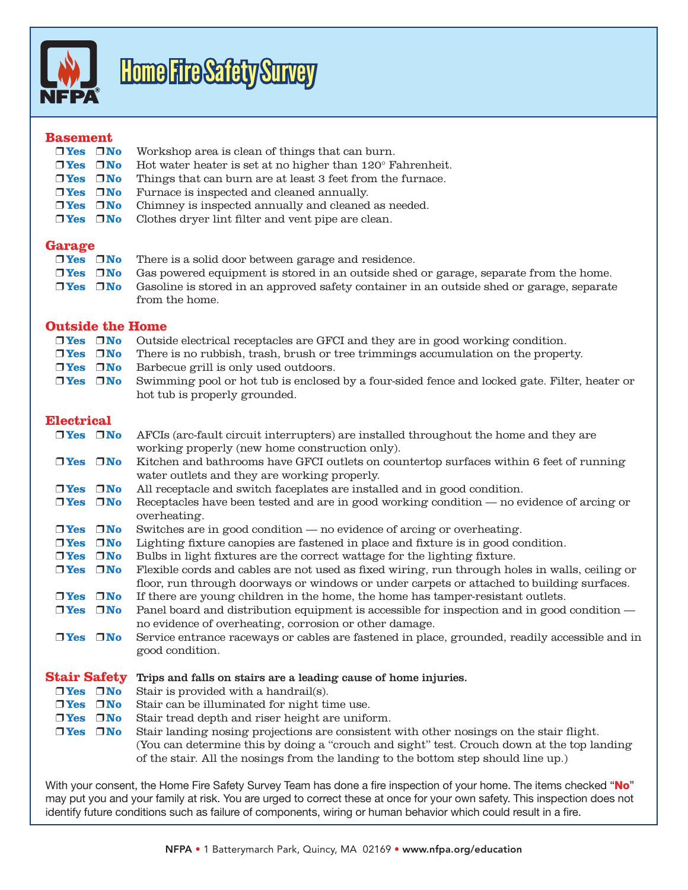# Home Fire Safety Survey

## Basement

- ❒ Yes ❒ No Workshop area is clean of things that can burn.
- ❒ Yes ❒ No Hot water heater is set at no higher than 120° Fahrenheit.
- ❒ Yes ❒ No Things that can burn are at least 3 feet from the furnace.
- ❒ Yes ❒ No Furnace is inspected and cleaned annually.
- ❒ Yes ❒ No Chimney is inspected annually and cleaned as needed.
- ❒ Yes ❒ No Clothes dryer lint filter and vent pipe are clean.

## Garage

- ❒ Yes ❒ No There is a solid door between garage and residence.
- ❒ Yes ❒ No Gas powered equipment is stored in an outside shed or garage, separate from the home.
- ❒ Yes ❒ No Gasoline is stored in an approved safety container in an outside shed or garage, separate from the home.

## Outside the Home

- ❒ Yes ❒ No Outside electrical receptacles are GFCI and they are in good working condition.
- ❒ Yes ❒ No There is no rubbish, trash, brush or tree trimmings accumulation on the property.
- ❒ Yes ❒ No Barbecue grill is only used outdoors.
- ❒ Yes ❒ No Swimming pool or hot tub is enclosed by a four-sided fence and locked gate. Filter, heater or hot tub is properly grounded.

## Electrical

- ❒ Yes ❒ No AFCIs (arc-fault circuit interrupters) are installed throughout the home and they are working properly (new home construction only).
- ❒ Yes ❒ No Kitchen and bathrooms have GFCI outlets on countertop surfaces within 6 feet of running water outlets and they are working properly.
- ❒ Yes ❒ No All receptacle and switch faceplates are installed and in good condition.
- ❒ Yes ❒ No Receptacles have been tested and are in good working condition — no evidence of arcing or overheating.
- ❒ Yes ❒ No Switches are in good condition — no evidence of arcing or overheating.
- ❒ Yes ❒ No Lighting fixture canopies are fastened in place and fixture is in good condition.
- ❒ Yes ❒ No Bulbs in light fixtures are the correct wattage for the lighting fixture.
- ❒ Yes ❒ No Flexible cords and cables are not used as fixed wiring, run through holes in walls, ceiling or floor, run through doorways or windows or under carpets or attached to building surfaces.
- ❒ Yes ❒ No If there are young children in the home, the home has tamper-resistant outlets.
- ❒ Yes ❒ No Panel board and distribution equipment is accessible for inspection and in good condition — no evidence of overheating, corrosion or other damage.
- ❒ Yes ❒ No Service entrance raceways or cables are fastened in place, grounded, readily accessible and in good condition.

## Stair Safety

**Trips and falls on stairs are a leading cause of home injuries.**

- ❒ Yes ❒ No Stair is provided with a handrail(s).
- ❒ Yes ❒ No Stair can be illuminated for night time use.
- ❒ Yes ❒ No Stair tread depth and riser height are uniform.
- ❒ Yes ❒ No Stair landing nosing projections are consistent with other nosings on the stair flight. (You can determine this by doing a "crouch and sight" test. Crouch down at the top landing of the stair. All the nosings from the landing to the bottom step should line up.)

With your consent, the Home Fire Safety Survey Team has done a fire inspection of your home. The items checked "**No**" may put you and your family at risk. You are urged to correct these at once for your own safety. This inspection does not identify future conditions such as failure of components, wiring or human behavior which could result in a fire.

**NFPA** • 1 Batterymarch Park, Quincy, MA 02169 • **www.nfpa.org/education**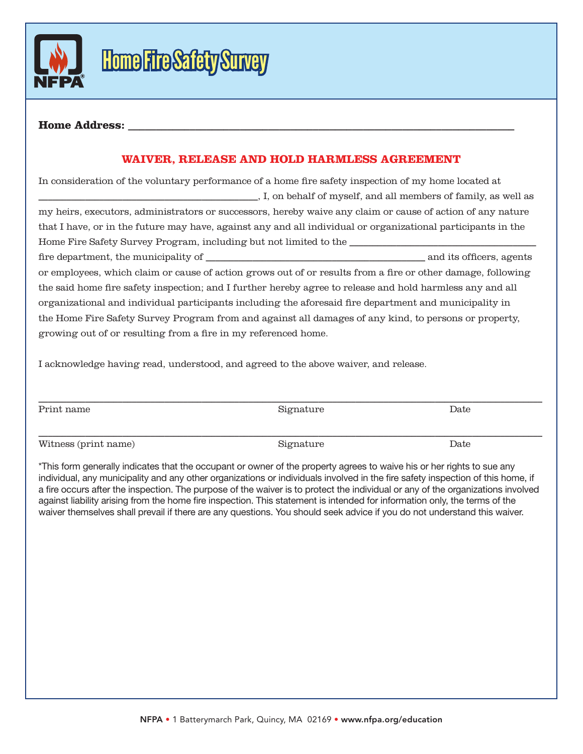# Home Fire Safety Survey

**Home Address:** ______________________________________________________________

## WAIVER, RELEASE AND HOLD HARMLESS AGREEMENT

In consideration of the voluntary performance of a home fire safety inspection of my home located at ________________________________________, I, on behalf of myself, and all members of family, as well as my heirs, executors, administrators or successors, hereby waive any claim or cause of action of any nature that I have, or in the future may have, against any and all individual or organizational participants in the Home Fire Safety Survey Program, including but not limited to the ________________________________ fire department, the municipality of ________________________________________ and its officers, agents or employees, which claim or cause of action grows out of or results from a fire or other damage, following the said home fire safety inspection; and I further hereby agree to release and hold harmless any and all organizational and individual participants including the aforesaid fire department and municipality in the Home Fire Safety Survey Program from and against all damages of any kind, to persons or property, growing out of or resulting from a fire in my referenced home.

I acknowledge having read, understood, and agreed to the above waiver, and release.

______________________________________________________________________________

Print name | Signature | Date

______________________________________________________________________________

Witness (print name) | Signature | Date

*This form generally indicates that the occupant or owner of the property agrees to waive his or her rights to sue any individual, any municipality and any other organizations or individuals involved in the fire safety inspection of this home, if a fire occurs after the inspection. The purpose of the waiver is to protect the individual or any of the organizations involved against liability arising from the home fire inspection. This statement is intended for information only, the terms of the waiver themselves shall prevail if there are any questions. You should seek advice if you do not understand this waiver.

NFPA • 1 Batterymarch Park, Quincy, MA 02169 • www.nfpa.org/education